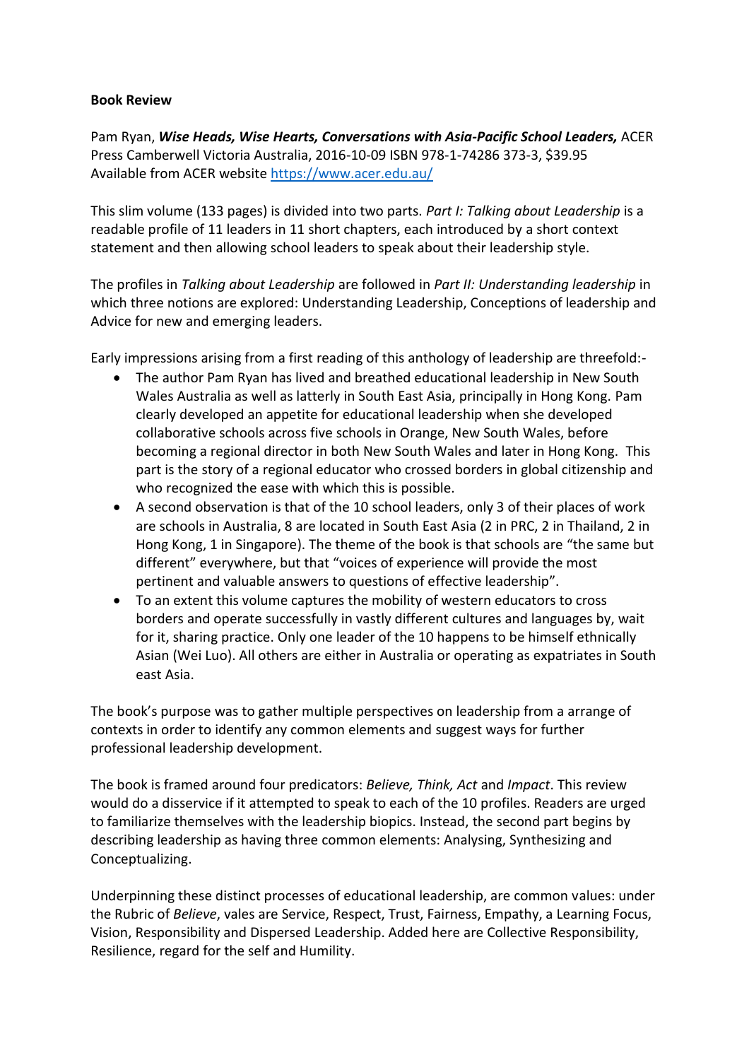**Book Review**

Pam Ryan, ***Wise Heads, Wise Hearts, Conversations with Asia-Pacific School Leaders,*** ACER Press Camberwell Victoria Australia, 2016-10-09 ISBN 978-1-74286 373-3, $39.95
Available from ACER website https://www.acer.edu.au/

This slim volume (133 pages) is divided into two parts. *Part I: Talking about Leadership* is a readable profile of 11 leaders in 11 short chapters, each introduced by a short context statement and then allowing school leaders to speak about their leadership style.

The profiles in *Talking about Leadership* are followed in *Part II: Understanding leadership* in which three notions are explored: Understanding Leadership, Conceptions of leadership and Advice for new and emerging leaders.

Early impressions arising from a first reading of this anthology of leadership are threefold:-

- The author Pam Ryan has lived and breathed educational leadership in New South Wales Australia as well as latterly in South East Asia, principally in Hong Kong. Pam clearly developed an appetite for educational leadership when she developed collaborative schools across five schools in Orange, New South Wales, before becoming a regional director in both New South Wales and later in Hong Kong. This part is the story of a regional educator who crossed borders in global citizenship and who recognized the ease with which this is possible.
- A second observation is that of the 10 school leaders, only 3 of their places of work are schools in Australia, 8 are located in South East Asia (2 in PRC, 2 in Thailand, 2 in Hong Kong, 1 in Singapore). The theme of the book is that schools are "the same but different" everywhere, but that "voices of experience will provide the most pertinent and valuable answers to questions of effective leadership".
- To an extent this volume captures the mobility of western educators to cross borders and operate successfully in vastly different cultures and languages by, wait for it, sharing practice. Only one leader of the 10 happens to be himself ethnically Asian (Wei Luo). All others are either in Australia or operating as expatriates in South east Asia.

The book's purpose was to gather multiple perspectives on leadership from a arrange of contexts in order to identify any common elements and suggest ways for further professional leadership development.

The book is framed around four predicators: *Believe, Think, Act* and *Impact*. This review would do a disservice if it attempted to speak to each of the 10 profiles. Readers are urged to familiarize themselves with the leadership biopics. Instead, the second part begins by describing leadership as having three common elements: Analysing, Synthesizing and Conceptualizing.

Underpinning these distinct processes of educational leadership, are common values: under the Rubric of *Believe*, vales are Service, Respect, Trust, Fairness, Empathy, a Learning Focus, Vision, Responsibility and Dispersed Leadership. Added here are Collective Responsibility, Resilience, regard for the self and Humility.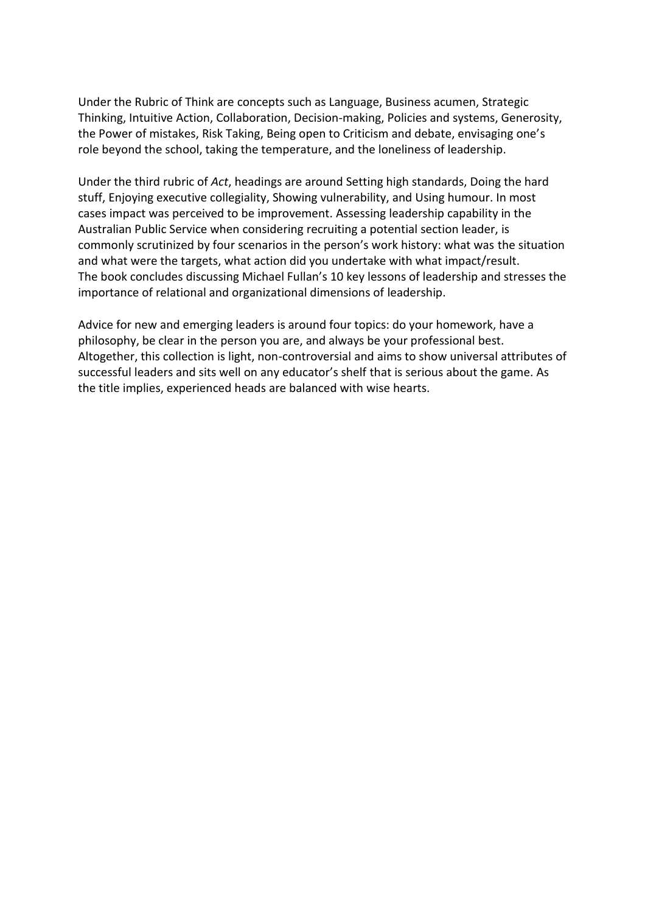Under the Rubric of Think are concepts such as Language, Business acumen, Strategic Thinking, Intuitive Action, Collaboration, Decision-making, Policies and systems, Generosity, the Power of mistakes, Risk Taking, Being open to Criticism and debate, envisaging one's role beyond the school, taking the temperature, and the loneliness of leadership.

Under the third rubric of *Act*, headings are around Setting high standards, Doing the hard stuff, Enjoying executive collegiality, Showing vulnerability, and Using humour. In most cases impact was perceived to be improvement. Assessing leadership capability in the Australian Public Service when considering recruiting a potential section leader, is commonly scrutinized by four scenarios in the person's work history: what was the situation and what were the targets, what action did you undertake with what impact/result. The book concludes discussing Michael Fullan's 10 key lessons of leadership and stresses the importance of relational and organizational dimensions of leadership.

Advice for new and emerging leaders is around four topics: do your homework, have a philosophy, be clear in the person you are, and always be your professional best. Altogether, this collection is light, non-controversial and aims to show universal attributes of successful leaders and sits well on any educator's shelf that is serious about the game. As the title implies, experienced heads are balanced with wise hearts.